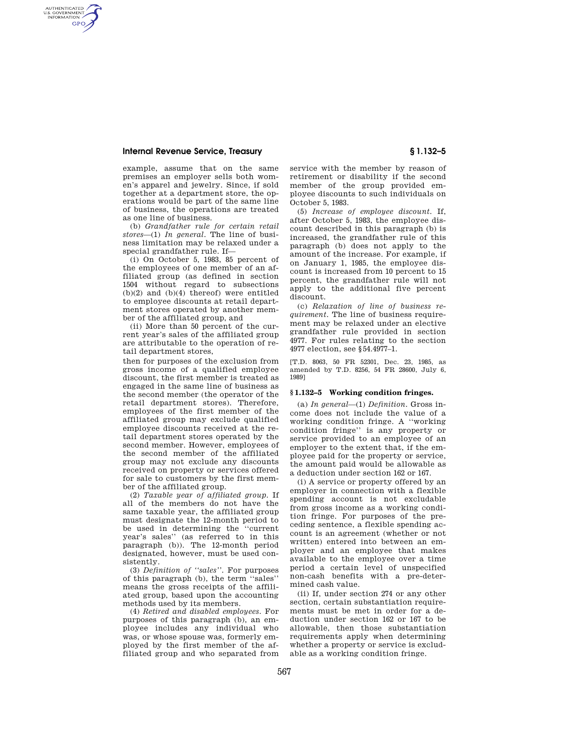example, assume that on the same premises an employer sells both women's apparel and jewelry. Since, if sold together at a department store, the operations would be part of the same line of business, the operations are treated as one line of business.

(b) *Grandfather rule for certain retail stores*—(1) *In general.* The line of business limitation may be relaxed under a special grandfather rule. If—

(i) On October 5, 1983, 85 percent of the employees of one member of an affiliated group (as defined in section 1504 without regard to subsections (b)(2) and (b)(4) thereof) were entitled to employee discounts at retail department stores operated by another member of the affiliated group, and

(ii) More than 50 percent of the current year's sales of the affiliated group are attributable to the operation of retail department stores,

then for purposes of the exclusion from gross income of a qualified employee discount, the first member is treated as engaged in the same line of business as the second member (the operator of the retail department stores). Therefore, employees of the first member of the affiliated group may exclude qualified employee discounts received at the retail department stores operated by the second member. However, employees of the second member of the affiliated group may not exclude any discounts received on property or services offered for sale to customers by the first member of the affiliated group.

(2) *Taxable year of affiliated group.* If all of the members do not have the same taxable year, the affiliated group must designate the 12-month period to be used in determining the "current year's sales" (as referred to in this paragraph (b)). The 12-month period designated, however, must be used consistently.

(3) *Definition of "sales".* For purposes of this paragraph (b), the term "sales" means the gross receipts of the affiliated group, based upon the accounting methods used by its members.

(4) *Retired and disabled employees.* For purposes of this paragraph (b), an employee includes any individual who was, or whose spouse was, formerly employed by the first member of the affiliated group and who separated from service with the member by reason of retirement or disability if the second member of the group provided employee discounts to such individuals on October 5, 1983.

(5) *Increase of employee discount.* If, after October 5, 1983, the employee discount described in this paragraph (b) is increased, the grandfather rule of this paragraph (b) does not apply to the amount of the increase. For example, if on January 1, 1985, the employee discount is increased from 10 percent to 15 percent, the grandfather rule will not apply to the additional five percent discount.

(c) *Relaxation of line of business requirement.* The line of business requirement may be relaxed under an elective grandfather rule provided in section 4977. For rules relating to the section 4977 election, see §54.4977–1.

[T.D. 8063, 50 FR 52301, Dec. 23, 1985, as amended by T.D. 8256, 54 FR 28600, July 6, 1989]

## § 1.132–5 Working condition fringes.

(a) *In general*—(1) *Definition.* Gross income does not include the value of a working condition fringe. A "working condition fringe" is any property or service provided to an employee of an employer to the extent that, if the employee paid for the property or service, the amount paid would be allowable as a deduction under section 162 or 167.

(i) A service or property offered by an employer in connection with a flexible spending account is not excludable from gross income as a working condition fringe. For purposes of the preceding sentence, a flexible spending account is an agreement (whether or not written) entered into between an employer and an employee that makes available to the employee over a time period a certain level of unspecified non-cash benefits with a pre-determined cash value.

(ii) If, under section 274 or any other section, certain substantiation requirements must be met in order for a deduction under section 162 or 167 to be allowable, then those substantiation requirements apply when determining whether a property or service is excludable as a working condition fringe.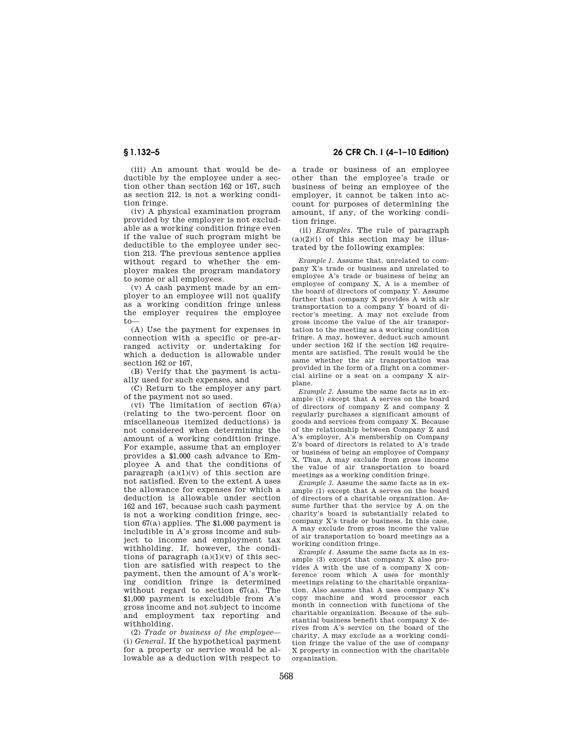(iii) An amount that would be deductible by the employee under a section other than section 162 or 167, such as section 212, is not a working condition fringe.

(iv) A physical examination program provided by the employer is not excludable as a working condition fringe even if the value of such program might be deductible to the employee under section 213. The previous sentence applies without regard to whether the employer makes the program mandatory to some or all employees.

(v) A cash payment made by an employer to an employee will not qualify as a working condition fringe unless the employer requires the employee to—

(A) Use the payment for expenses in connection with a specific or pre-arranged activity or undertaking for which a deduction is allowable under section 162 or 167,

(B) Verify that the payment is actually used for such expenses, and

(C) Return to the employer any part of the payment not so used.

(vi) The limitation of section 67(a) (relating to the two-percent floor on miscellaneous itemized deductions) is not considered when determining the amount of a working condition fringe. For example, assume that an employer provides a $1,000 cash advance to Employee A and that the conditions of paragraph (a)(1)(v) of this section are not satisfied. Even to the extent A uses the allowance for expenses for which a deduction is allowable under section 162 and 167, because such cash payment is not a working condition fringe, section 67(a) applies. The $1,000 payment is includible in A's gross income and subject to income and employment tax withholding. If, however, the conditions of paragraph (a)(1)(v) of this section are satisfied with respect to the payment, then the amount of A's working condition fringe is determined without regard to section 67(a). The $1,000 payment is excludible from A's gross income and not subject to income and employment tax reporting and withholding.

(2) *Trade or business of the employee*—(i) *General.* If the hypothetical payment for a property or service would be allowable as a deduction with respect to a trade or business of an employee other than the employee's trade or business of being an employee of the employer, it cannot be taken into account for purposes of determining the amount, if any, of the working condition fringe.

(ii) *Examples.* The rule of paragraph (a)(2)(i) of this section may be illustrated by the following examples:

*Example 1.* Assume that, unrelated to company X's trade or business and unrelated to employee A's trade or business of being an employee of company X, A is a member of the board of directors of company Y. Assume further that company X provides A with air transportation to a company Y board of director's meeting. A may not exclude from gross income the value of the air transportation to the meeting as a working condition fringe. A may, however, deduct such amount under section 162 if the section 162 requirements are satisfied. The result would be the same whether the air transportation was provided in the form of a flight on a commercial airline or a seat on a company X airplane.

*Example 2.* Assume the same facts as in example (1) except that A serves on the board of directors of company Z and company Z regularly purchases a significant amount of goods and services from company X. Because of the relationship between Company Z and A's employer, A's membership on Company Z's board of directors is related to A's trade or business of being an employee of Company X. Thus, A may exclude from gross income the value of air transportation to board meetings as a working condition fringe.

*Example 3.* Assume the same facts as in example (1) except that A serves on the board of directors of a charitable organization. Assume further that the service by A on the charity's board is substantially related to company X's trade or business. In this case, A may exclude from gross income the value of air transportation to board meetings as a working condition fringe.

*Example 4.* Assume the same facts as in example (3) except that company X also provides A with the use of a company X conference room which A uses for monthly meetings relating to the charitable organization. Also assume that A uses company X's copy machine and word processor each month in connection with functions of the charitable organization. Because of the substantial business benefit that company X derives from A's service on the board of the charity, A may exclude as a working condition fringe the value of the use of company X property in connection with the charitable organization.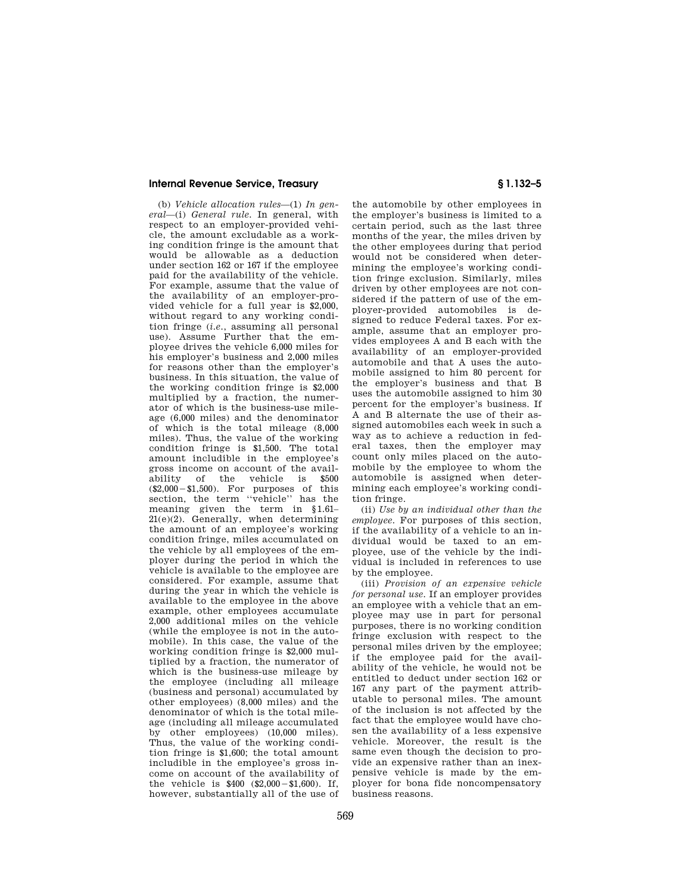(b) *Vehicle allocation rules*—(1) *In general*—(i) *General rule.* In general, with respect to an employer-provided vehicle, the amount excludable as a working condition fringe is the amount that would be allowable as a deduction under section 162 or 167 if the employee paid for the availability of the vehicle. For example, assume that the value of the availability of an employer-provided vehicle for a full year is $2,000, without regard to any working condition fringe (*i.e.*, assuming all personal use). Assume Further that the employee drives the vehicle 6,000 miles for his employer's business and 2,000 miles for reasons other than the employer's business. In this situation, the value of the working condition fringe is $2,000 multiplied by a fraction, the numerator of which is the business-use mileage (6,000 miles) and the denominator of which is the total mileage (8,000 miles). Thus, the value of the working condition fringe is $1,500. The total amount includible in the employee's gross income on account of the availability of the vehicle is $500 ($2,000−$1,500). For purposes of this section, the term "vehicle" has the meaning given the term in §1.61–21(e)(2). Generally, when determining the amount of an employee's working condition fringe, miles accumulated on the vehicle by all employees of the employer during the period in which the vehicle is available to the employee are considered. For example, assume that during the year in which the vehicle is available to the employee in the above example, other employees accumulate 2,000 additional miles on the vehicle (while the employee is not in the automobile). In this case, the value of the working condition fringe is $2,000 multiplied by a fraction, the numerator of which is the business-use mileage by the employee (including all mileage (business and personal) accumulated by other employees) (8,000 miles) and the denominator of which is the total mileage (including all mileage accumulated by other employees) (10,000 miles). Thus, the value of the working condition fringe is $1,600; the total amount includible in the employee's gross income on account of the availability of the vehicle is $400 ($2,000−$1,600). If, however, substantially all of the use of the automobile by other employees in the employer's business is limited to a certain period, such as the last three months of the year, the miles driven by the other employees during that period would not be considered when determining the employee's working condition fringe exclusion. Similarly, miles driven by other employees are not considered if the pattern of use of the employer-provided automobiles is designed to reduce Federal taxes. For example, assume that an employer provides employees A and B each with the availability of an employer-provided automobile and that A uses the automobile assigned to him 80 percent for the employer's business and that B uses the automobile assigned to him 30 percent for the employer's business. If A and B alternate the use of their assigned automobiles each week in such a way as to achieve a reduction in federal taxes, then the employer may count only miles placed on the automobile by the employee to whom the automobile is assigned when determining each employee's working condition fringe.

(ii) *Use by an individual other than the employee.* For purposes of this section, if the availability of a vehicle to an individual would be taxed to an employee, use of the vehicle by the individual is included in references to use by the employee.

(iii) *Provision of an expensive vehicle for personal use.* If an employer provides an employee with a vehicle that an employee may use in part for personal purposes, there is no working condition fringe exclusion with respect to the personal miles driven by the employee; if the employee paid for the availability of the vehicle, he would not be entitled to deduct under section 162 or 167 any part of the payment attributable to personal miles. The amount of the inclusion is not affected by the fact that the employee would have chosen the availability of a less expensive vehicle. Moreover, the result is the same even though the decision to provide an expensive rather than an inexpensive vehicle is made by the employer for bona fide noncompensatory business reasons.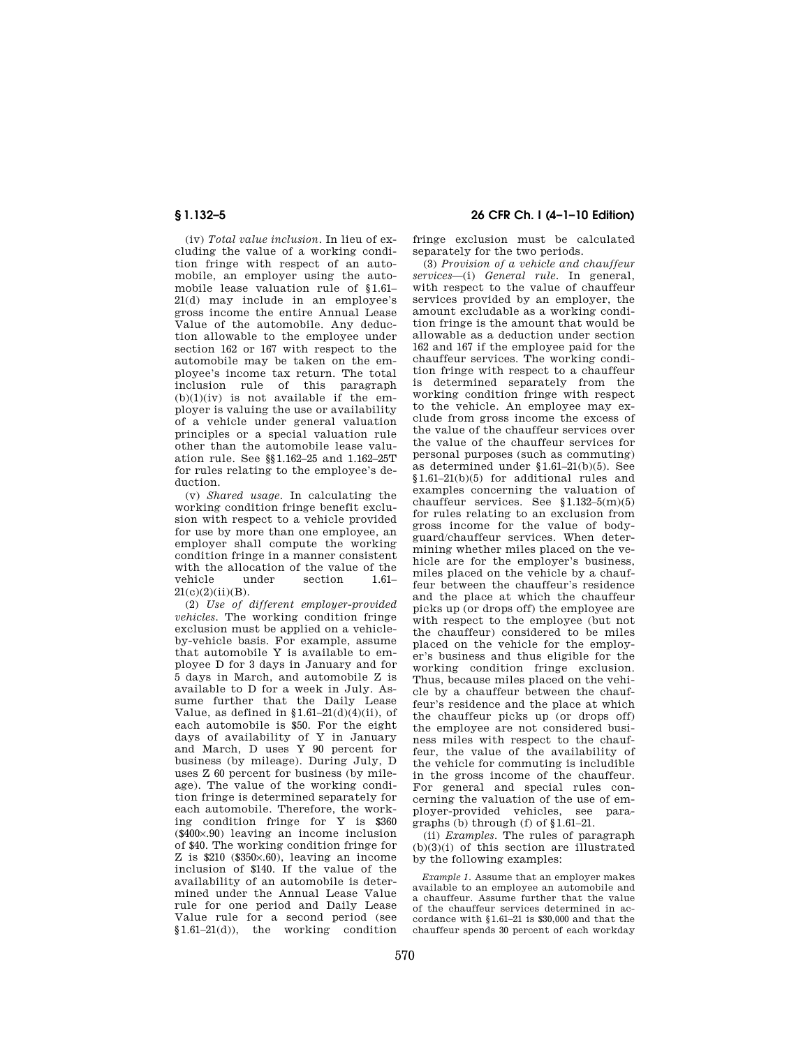(iv) *Total value inclusion.* In lieu of excluding the value of a working condition fringe with respect to an automobile, an employer using the automobile lease valuation rule of §1.61–21(d) may include in an employee's gross income the entire Annual Lease Value of the automobile. Any deduction allowable to the employee under section 162 or 167 with respect to the automobile may be taken on the employee's income tax return. The total inclusion rule of this paragraph (b)(1)(iv) is not available if the employer is valuing the use or availability of a vehicle under general valuation principles or a special valuation rule other than the automobile lease valuation rule. See §§1.162–25 and 1.162–25T for rules relating to the employee's deduction.

(v) *Shared usage.* In calculating the working condition fringe benefit exclusion with respect to a vehicle provided for use by more than one employee, an employer shall compute the working condition fringe in a manner consistent with the allocation of the value of the vehicle under section 1.61–21(c)(2)(ii)(B).

(2) *Use of different employer-provided vehicles.* The working condition fringe exclusion must be applied on a vehicle-by-vehicle basis. For example, assume that automobile Y is available to employee D for 3 days in January and for 5 days in March, and automobile Z is available to D for a week in July. Assume further that the Daily Lease Value, as defined in §1.61–21(d)(4)(ii), of each automobile is $50. For the eight days of availability of Y in January and March, D uses Y 90 percent for business (by mileage). During July, D uses Z 60 percent for business (by mileage). The value of the working condition fringe is determined separately for each automobile. Therefore, the working condition fringe for Y is $360 ($400×.90) leaving an income inclusion of $40. The working condition fringe for Z is $210 ($350×.60), leaving an income inclusion of $140. If the value of the availability of an automobile is determined under the Annual Lease Value rule for one period and Daily Lease Value rule for a second period (see §1.61–21(d)), the working condition fringe exclusion must be calculated separately for the two periods.

(3) *Provision of a vehicle and chauffeur services*—(i) *General rule.* In general, with respect to the value of chauffeur services provided by an employer, the amount excludable as a working condition fringe is the amount that would be allowable as a deduction under section 162 and 167 if the employee paid for the chauffeur services. The working condition fringe with respect to a chauffeur is determined separately from the working condition fringe with respect to the vehicle. An employee may exclude from gross income the excess of the value of the chauffeur services over the value of the chauffeur services for personal purposes (such as commuting) as determined under §1.61–21(b)(5). See §1.61–21(b)(5) for additional rules and examples concerning the valuation of chauffeur services. See §1.132–5(m)(5) for rules relating to an exclusion from gross income for the value of bodyguard/chauffeur services. When determining whether miles placed on the vehicle are for the employer's business, miles placed on the vehicle by a chauffeur between the chauffeur's residence and the place at which the chauffeur picks up (or drops off) the employee are with respect to the employee (but not the chauffeur) considered to be miles placed on the vehicle for the employer's business and thus eligible for the working condition fringe exclusion. Thus, because miles placed on the vehicle by a chauffeur between the chauffeur's residence and the place at which the chauffeur picks up (or drops off) the employee are not considered business miles with respect to the chauffeur, the value of the availability of the vehicle for commuting is includible in the gross income of the chauffeur. For general and special rules concerning the valuation of the use of employer-provided vehicles, see paragraphs (b) through (f) of §1.61–21.

(ii) *Examples.* The rules of paragraph (b)(3)(i) of this section are illustrated by the following examples:

*Example 1.* Assume that an employer makes available to an employee an automobile and a chauffeur. Assume further that the value of the chauffeur services determined in accordance with §1.61–21 is $30,000 and that the chauffeur spends 30 percent of each workday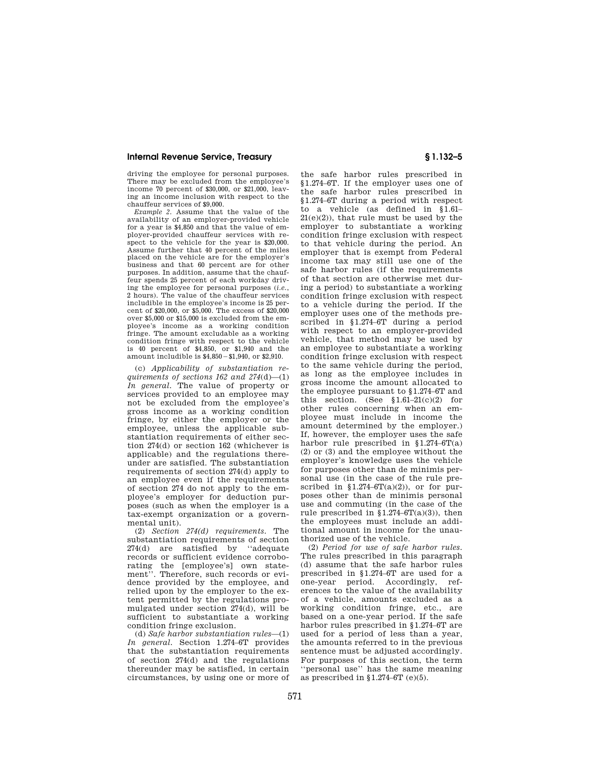driving the employee for personal purposes. There may be excluded from the employee's income 70 percent of $30,000, or $21,000, leaving an income inclusion with respect to the chauffeur services of $9,000.

*Example 2.* Assume that the value of the availability of an employer-provided vehicle for a year is $4,850 and that the value of employer-provided chauffeur services with respect to the vehicle for the year is $20,000. Assume further that 40 percent of the miles placed on the vehicle are for the employer's business and that 60 percent are for other purposes. In addition, assume that the chauffeur spends 25 percent of each workday driving the employee for personal purposes (*i.e.*, 2 hours). The value of the chauffeur services includible in the employee's income is 25 percent of $20,000, or $5,000. The excess of $20,000 over $5,000 or $15,000 is excluded from the employee's income as a working condition fringe. The amount excludable as a working condition fringe with respect to the vehicle is 40 percent of $4,850, or $1,940 and the amount includible is $4,850 − $1,940, or $2,910.

(c) *Applicability of substantiation requirements of sections 162 and 274*(d)—(1) *In general.* The value of property or services provided to an employee may not be excluded from the employee's gross income as a working condition fringe, by either the employer or the employee, unless the applicable substantiation requirements of either section 274(d) or section 162 (whichever is applicable) and the regulations thereunder are satisfied. The substantiation requirements of section 274(d) apply to an employee even if the requirements of section 274 do not apply to the employee's employer for deduction purposes (such as when the employer is a tax-exempt organization or a governmental unit).

(2) *Section 274(d) requirements.* The substantiation requirements of section 274(d) are satisfied by ''adequate records or sufficient evidence corroborating the [employee's] own statement''. Therefore, such records or evidence provided by the employee, and relied upon by the employer to the extent permitted by the regulations promulgated under section 274(d), will be sufficient to substantiate a working condition fringe exclusion.

(d) *Safe harbor substantiation rules*—(1) *In general.* Section 1.274–6T provides that the substantiation requirements of section 274(d) and the regulations thereunder may be satisfied, in certain circumstances, by using one or more of the safe harbor rules prescribed in §1.274–6T. If the employer uses one of the safe harbor rules prescribed in §1.274–6T during a period with respect to a vehicle (as defined in §1.61–21(e)(2)), that rule must be used by the employer to substantiate a working condition fringe exclusion with respect to that vehicle during the period. An employer that is exempt from Federal income tax may still use one of the safe harbor rules (if the requirements of that section are otherwise met during a period) to substantiate a working condition fringe exclusion with respect to a vehicle during the period. If the employer uses one of the methods prescribed in §1.274–6T during a period with respect to an employer-provided vehicle, that method may be used by an employee to substantiate a working condition fringe exclusion with respect to the same vehicle during the period, as long as the employee includes in gross income the amount allocated to the employee pursuant to §1.274–6T and this section. (See §1.61–21(c)(2) for other rules concerning when an employee must include in income the amount determined by the employer.) If, however, the employer uses the safe harbor rule prescribed in §1.274–6T(a) (2) or (3) and the employee without the employer's knowledge uses the vehicle for purposes other than de minimis personal use (in the case of the rule prescribed in §1.274–6T(a)(2)), or for purposes other than de minimis personal use and commuting (in the case of the rule prescribed in §1.274–6T(a)(3)), then the employees must include an additional amount in income for the unauthorized use of the vehicle.

(2) *Period for use of safe harbor rules.* The rules prescribed in this paragraph (d) assume that the safe harbor rules prescribed in §1.274–6T are used for a one-year period. Accordingly, references to the value of the availability of a vehicle, amounts excluded as a working condition fringe, etc., are based on a one-year period. If the safe harbor rules prescribed in §1.274–6T are used for a period of less than a year, the amounts referred to in the previous sentence must be adjusted accordingly. For purposes of this section, the term ''personal use'' has the same meaning as prescribed in §1.274–6T (e)(5).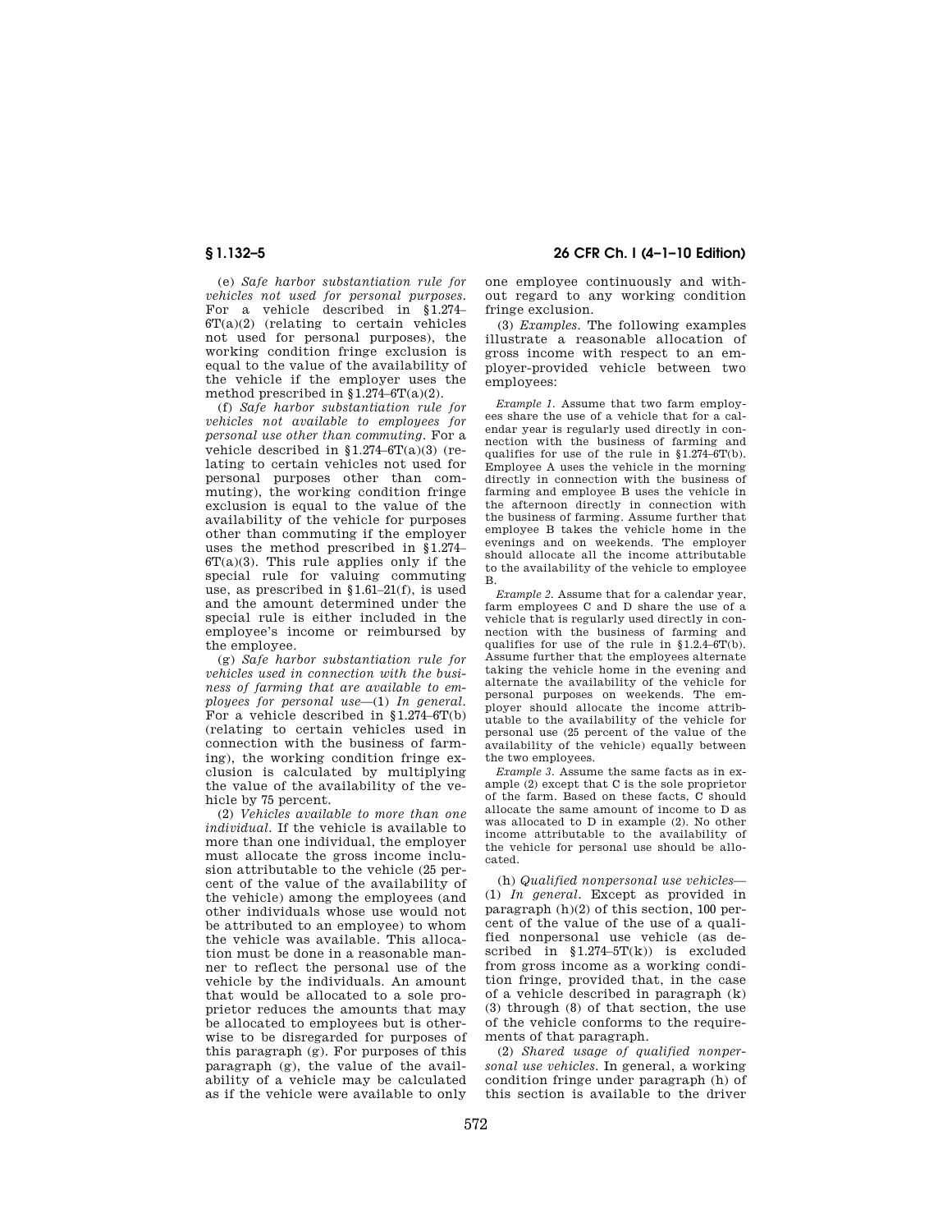(e) *Safe harbor substantiation rule for vehicles not used for personal purposes.* For a vehicle described in §1.274–6T(a)(2) (relating to certain vehicles not used for personal purposes), the working condition fringe exclusion is equal to the value of the availability of the vehicle if the employer uses the method prescribed in §1.274–6T(a)(2).

(f) *Safe harbor substantiation rule for vehicles not available to employees for personal use other than commuting.* For a vehicle described in §1.274–6T(a)(3) (relating to certain vehicles not used for personal purposes other than commuting), the working condition fringe exclusion is equal to the value of the availability of the vehicle for purposes other than commuting if the employer uses the method prescribed in §1.274–6T(a)(3). This rule applies only if the special rule for valuing commuting use, as prescribed in §1.61–21(f), is used and the amount determined under the special rule is either included in the employee's income or reimbursed by the employee.

(g) *Safe harbor substantiation rule for vehicles used in connection with the business of farming that are available to employees for personal use*—(1) *In general.* For a vehicle described in §1.274–6T(b) (relating to certain vehicles used in connection with the business of farming), the working condition fringe exclusion is calculated by multiplying the value of the availability of the vehicle by 75 percent.

(2) *Vehicles available to more than one individual.* If the vehicle is available to more than one individual, the employer must allocate the gross income inclusion attributable to the vehicle (25 percent of the value of the availability of the vehicle) among the employees (and other individuals whose use would not be attributed to an employee) to whom the vehicle was available. This allocation must be done in a reasonable manner to reflect the personal use of the vehicle by the individuals. An amount that would be allocated to a sole proprietor reduces the amounts that may be allocated to employees but is otherwise to be disregarded for purposes of this paragraph (g). For purposes of this paragraph (g), the value of the availability of a vehicle may be calculated as if the vehicle were available to only one employee continuously and without regard to any working condition fringe exclusion.

(3) *Examples.* The following examples illustrate a reasonable allocation of gross income with respect to an employer-provided vehicle between two employees:

*Example 1.* Assume that two farm employees share the use of a vehicle that for a calendar year is regularly used directly in connection with the business of farming and qualifies for use of the rule in §1.274–6T(b). Employee A uses the vehicle in the morning directly in connection with the business of farming and employee B uses the vehicle in the afternoon directly in connection with the business of farming. Assume further that employee B takes the vehicle home in the evenings and on weekends. The employer should allocate all the income attributable to the availability of the vehicle to employee B.

*Example 2.* Assume that for a calendar year, farm employees C and D share the use of a vehicle that is regularly used directly in connection with the business of farming and qualifies for use of the rule in §1.2.4–6T(b). Assume further that the employees alternate taking the vehicle home in the evening and alternate the availability of the vehicle for personal purposes on weekends. The employer should allocate the income attributable to the availability of the vehicle for personal use (25 percent of the value of the availability of the vehicle) equally between the two employees.

*Example 3.* Assume the same facts as in example (2) except that C is the sole proprietor of the farm. Based on these facts, C should allocate the same amount of income to D as was allocated to D in example (2). No other income attributable to the availability of the vehicle for personal use should be allocated.

(h) *Qualified nonpersonal use vehicles*—(1) *In general.* Except as provided in paragraph (h)(2) of this section, 100 percent of the value of the use of a qualified nonpersonal use vehicle (as described in §1.274–5T(k)) is excluded from gross income as a working condition fringe, provided that, in the case of a vehicle described in paragraph (k) (3) through (8) of that section, the use of the vehicle conforms to the requirements of that paragraph.

(2) *Shared usage of qualified nonpersonal use vehicles.* In general, a working condition fringe under paragraph (h) of this section is available to the driver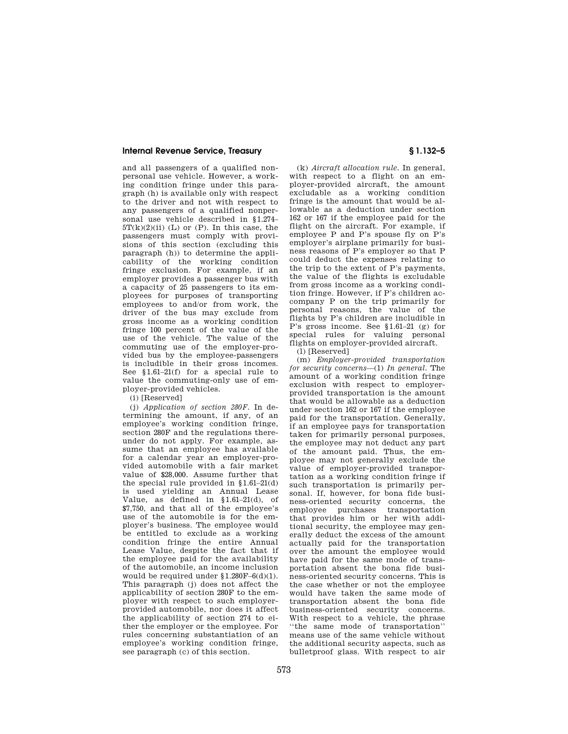and all passengers of a qualified nonpersonal use vehicle. However, a working condition fringe under this paragraph (h) is available only with respect to the driver and not with respect to any passengers of a qualified nonpersonal use vehicle described in §1.274–5T(k)(2)(ii) (L) or (P). In this case, the passengers must comply with provisions of this section (excluding this paragraph (h)) to determine the applicability of the working condition fringe exclusion. For example, if an employer provides a passenger bus with a capacity of 25 passengers to its employees for purposes of transporting employees to and/or from work, the driver of the bus may exclude from gross income as a working condition fringe 100 percent of the value of the use of the vehicle. The value of the commuting use of the employer-provided bus by the employee-passengers is includible in their gross incomes. See §1.61–21(f) for a special rule to value the commuting-only use of employer-provided vehicles.

(i) [Reserved]

(j) *Application of section 280F.* In determining the amount, if any, of an employee's working condition fringe, section 280F and the regulations thereunder do not apply. For example, assume that an employee has available for a calendar year an employer-provided automobile with a fair market value of $28,000. Assume further that the special rule provided in §1.61–21(d) is used yielding an Annual Lease Value, as defined in §1.61–21(d), of $7,750, and that all of the employee's use of the automobile is for the employer's business. The employee would be entitled to exclude as a working condition fringe the entire Annual Lease Value, despite the fact that if the employee paid for the availability of the automobile, an income inclusion would be required under §1.280F–6(d)(1). This paragraph (j) does not affect the applicability of section 280F to the employer with respect to such employer-provided automobile, nor does it affect the applicability of section 274 to either the employer or the employee. For rules concerning substantiation of an employee's working condition fringe, see paragraph (c) of this section.

(k) *Aircraft allocation rule.* In general, with respect to a flight on an employer-provided aircraft, the amount excludable as a working condition fringe is the amount that would be allowable as a deduction under section 162 or 167 if the employee paid for the flight on the aircraft. For example, if employee P and P's spouse fly on P's employer's airplane primarily for business reasons of P's employer so that P could deduct the expenses relating to the trip to the extent of P's payments, the value of the flights is excludable from gross income as a working condition fringe. However, if P's children accompany P on the trip primarily for personal reasons, the value of the flights by P's children are includible in P's gross income. See §1.61–21 (g) for special rules for valuing personal flights on employer-provided aircraft.

(l) [Reserved]

(m) *Employer-provided transportation for security concerns*—(1) *In general.* The amount of a working condition fringe exclusion with respect to employer-provided transportation is the amount that would be allowable as a deduction under section 162 or 167 if the employee paid for the transportation. Generally, if an employee pays for transportation taken for primarily personal purposes, the employee may not deduct any part of the amount paid. Thus, the employee may not generally exclude the value of employer-provided transportation as a working condition fringe if such transportation is primarily personal. If, however, for bona fide business-oriented security concerns, the employee purchases transportation that provides him or her with additional security, the employee may generally deduct the excess of the amount actually paid for the transportation over the amount the employee would have paid for the same mode of transportation absent the bona fide business-oriented security concerns. This is the case whether or not the employee would have taken the same mode of transportation absent the bona fide business-oriented security concerns. With respect to a vehicle, the phrase ''the same mode of transportation'' means use of the same vehicle without the additional security aspects, such as bulletproof glass. With respect to air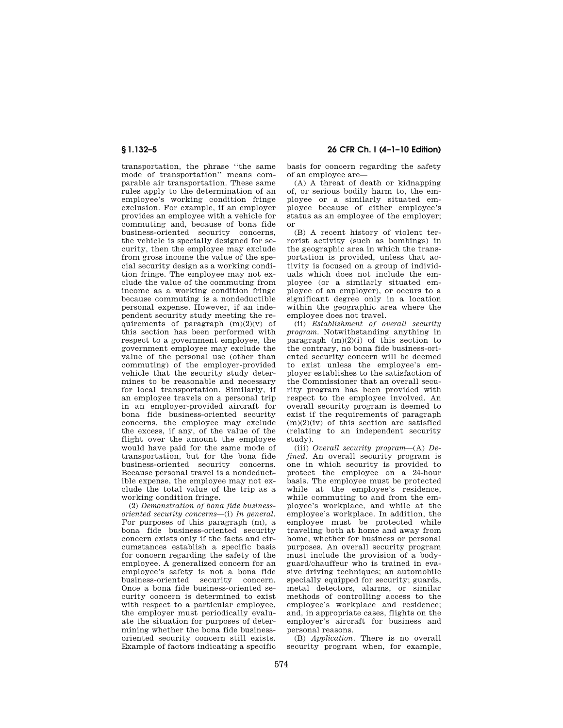transportation, the phrase ''the same mode of transportation'' means comparable air transportation. These same rules apply to the determination of an employee's working condition fringe exclusion. For example, if an employer provides an employee with a vehicle for commuting and, because of bona fide business-oriented security concerns, the vehicle is specially designed for security, then the employee may exclude from gross income the value of the special security design as a working condition fringe. The employee may not exclude the value of the commuting from income as a working condition fringe because commuting is a nondeductible personal expense. However, if an independent security study meeting the requirements of paragraph (m)(2)(v) of this section has been performed with respect to a government employee, the government employee may exclude the value of the personal use (other than commuting) of the employer-provided vehicle that the security study determines to be reasonable and necessary for local transportation. Similarly, if an employee travels on a personal trip in an employer-provided aircraft for bona fide business-oriented security concerns, the employee may exclude the excess, if any, of the value of the flight over the amount the employee would have paid for the same mode of transportation, but for the bona fide business-oriented security concerns. Because personal travel is a nondeductible expense, the employee may not exclude the total value of the trip as a working condition fringe.

(2) *Demonstration of bona fide business-oriented security concerns*—(i) *In general.* For purposes of this paragraph (m), a bona fide business-oriented security concern exists only if the facts and circumstances establish a specific basis for concern regarding the safety of the employee. A generalized concern for an employee's safety is not a bona fide business-oriented security concern. Once a bona fide business-oriented security concern is determined to exist with respect to a particular employee, the employer must periodically evaluate the situation for purposes of determining whether the bona fide business-oriented security concern still exists. Example of factors indicating a specific basis for concern regarding the safety of an employee are—

(A) A threat of death or kidnapping of, or serious bodily harm to, the employee or a similarly situated employee because of either employee's status as an employee of the employer; or

(B) A recent history of violent terrorist activity (such as bombings) in the geographic area in which the transportation is provided, unless that activity is focused on a group of individuals which does not include the employee (or a similarly situated employee of an employer), or occurs to a significant degree only in a location within the geographic area where the employee does not travel.

(ii) *Establishment of overall security program.* Notwithstanding anything in paragraph (m)(2)(i) of this section to the contrary, no bona fide business-oriented security concern will be deemed to exist unless the employee's employer establishes to the satisfaction of the Commissioner that an overall security program has been provided with respect to the employee involved. An overall security program is deemed to exist if the requirements of paragraph (m)(2)(iv) of this section are satisfied (relating to an independent security study).

(iii) *Overall security program*—(A) *Defined.* An overall security program is one in which security is provided to protect the employee on a 24-hour basis. The employee must be protected while at the employee's residence, while commuting to and from the employee's workplace, and while at the employee's workplace. In addition, the employee must be protected while traveling both at home and away from home, whether for business or personal purposes. An overall security program must include the provision of a bodyguard/chauffeur who is trained in evasive driving techniques; an automobile specially equipped for security; guards, metal detectors, alarms, or similar methods of controlling access to the employee's workplace and residence; and, in appropriate cases, flights on the employer's aircraft for business and personal reasons.

(B) *Application.* There is no overall security program when, for example,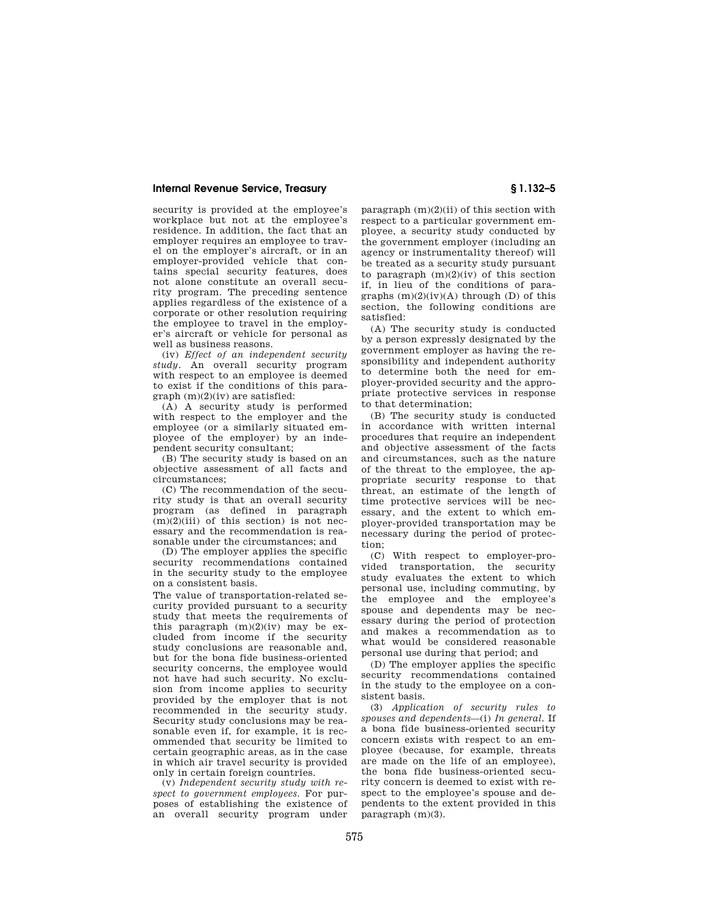security is provided at the employee's workplace but not at the employee's residence. In addition, the fact that an employer requires an employee to travel on the employer's aircraft, or in an employer-provided vehicle that contains special security features, does not alone constitute an overall security program. The preceding sentence applies regardless of the existence of a corporate or other resolution requiring the employee to travel in the employer's aircraft or vehicle for personal as well as business reasons.

(iv) *Effect of an independent security study.* An overall security program with respect to an employee is deemed to exist if the conditions of this paragraph (m)(2)(iv) are satisfied:

(A) A security study is performed with respect to the employer and the employee (or a similarly situated employee of the employer) by an independent security consultant;

(B) The security study is based on an objective assessment of all facts and circumstances;

(C) The recommendation of the security study is that an overall security program (as defined in paragraph (m)(2)(iii) of this section) is not necessary and the recommendation is reasonable under the circumstances; and

(D) The employer applies the specific security recommendations contained in the security study to the employee on a consistent basis.

The value of transportation-related security provided pursuant to a security study that meets the requirements of this paragraph (m)(2)(iv) may be excluded from income if the security study conclusions are reasonable and, but for the bona fide business-oriented security concerns, the employee would not have had such security. No exclusion from income applies to security provided by the employer that is not recommended in the security study. Security study conclusions may be reasonable even if, for example, it is recommended that security be limited to certain geographic areas, as in the case in which air travel security is provided only in certain foreign countries.

(v) *Independent security study with respect to government employees.* For purposes of establishing the existence of an overall security program under paragraph (m)(2)(ii) of this section with respect to a particular government employee, a security study conducted by the government employer (including an agency or instrumentality thereof) will be treated as a security study pursuant to paragraph (m)(2)(iv) of this section if, in lieu of the conditions of paragraphs (m)(2)(iv)(A) through (D) of this section, the following conditions are satisfied:

(A) The security study is conducted by a person expressly designated by the government employer as having the responsibility and independent authority to determine both the need for employer-provided security and the appropriate protective services in response to that determination;

(B) The security study is conducted in accordance with written internal procedures that require an independent and objective assessment of the facts and circumstances, such as the nature of the threat to the employee, the appropriate security response to that threat, an estimate of the length of time protective services will be necessary, and the extent to which employer-provided transportation may be necessary during the period of protection;

(C) With respect to employer-provided transportation, the security study evaluates the extent to which personal use, including commuting, by the employee and the employee's spouse and dependents may be necessary during the period of protection and makes a recommendation as to what would be considered reasonable personal use during that period; and

(D) The employer applies the specific security recommendations contained in the study to the employee on a consistent basis.

(3) *Application of security rules to spouses and dependents*—(i) *In general.* If a bona fide business-oriented security concern exists with respect to an employee (because, for example, threats are made on the life of an employee), the bona fide business-oriented security concern is deemed to exist with respect to the employee's spouse and dependents to the extent provided in this paragraph (m)(3).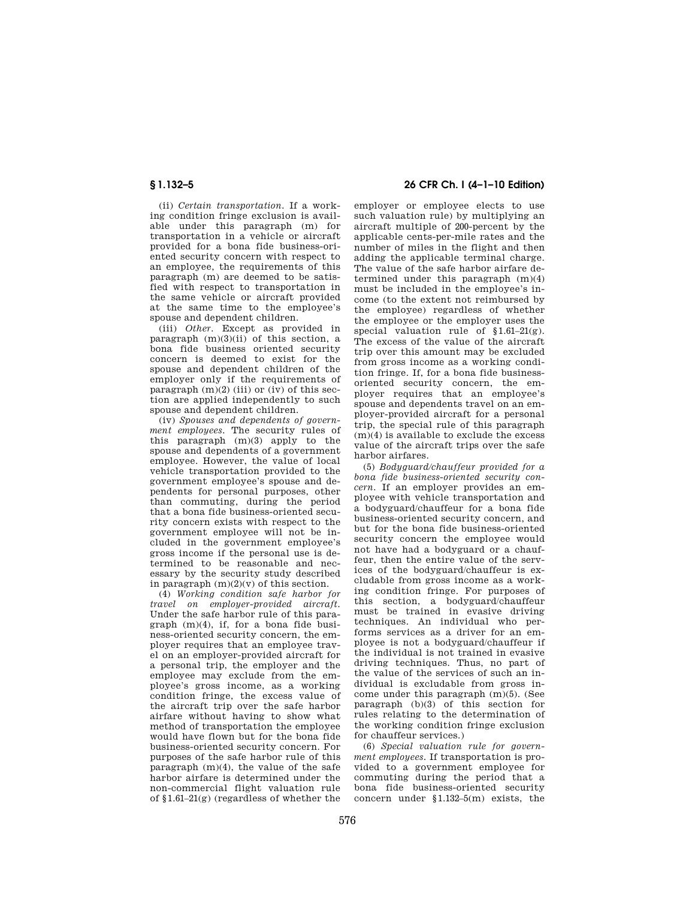(ii) *Certain transportation.* If a working condition fringe exclusion is available under this paragraph (m) for transportation in a vehicle or aircraft provided for a bona fide business-oriented security concern with respect to an employee, the requirements of this paragraph (m) are deemed to be satisfied with respect to transportation in the same vehicle or aircraft provided at the same time to the employee's spouse and dependent children.

(iii) *Other.* Except as provided in paragraph (m)(3)(ii) of this section, a bona fide business oriented security concern is deemed to exist for the spouse and dependent children of the employer only if the requirements of paragraph (m)(2) (iii) or (iv) of this section are applied independently to such spouse and dependent children.

(iv) *Spouses and dependents of government employees.* The security rules of this paragraph (m)(3) apply to the spouse and dependents of a government employee. However, the value of local vehicle transportation provided to the government employee's spouse and dependents for personal purposes, other than commuting, during the period that a bona fide business-oriented security concern exists with respect to the government employee will not be included in the government employee's gross income if the personal use is determined to be reasonable and necessary by the security study described in paragraph (m)(2)(v) of this section.

(4) *Working condition safe harbor for travel on employer-provided aircraft.* Under the safe harbor rule of this paragraph (m)(4), if, for a bona fide business-oriented security concern, the employer requires that an employee travel on an employer-provided aircraft for a personal trip, the employer and the employee may exclude from the employee's gross income, as a working condition fringe, the excess value of the aircraft trip over the safe harbor airfare without having to show what method of transportation the employee would have flown but for the bona fide business-oriented security concern. For purposes of the safe harbor rule of this paragraph (m)(4), the value of the safe harbor airfare is determined under the non-commercial flight valuation rule of §1.61–21(g) (regardless of whether the employer or employee elects to use such valuation rule) by multiplying an aircraft multiple of 200-percent by the applicable cents-per-mile rates and the number of miles in the flight and then adding the applicable terminal charge. The value of the safe harbor airfare determined under this paragraph (m)(4) must be included in the employee's income (to the extent not reimbursed by the employee) regardless of whether the employee or the employer uses the special valuation rule of §1.61–21(g). The excess of the value of the aircraft trip over this amount may be excluded from gross income as a working condition fringe. If, for a bona fide business-oriented security concern, the employer requires that an employee's spouse and dependents travel on an employer-provided aircraft for a personal trip, the special rule of this paragraph (m)(4) is available to exclude the excess value of the aircraft trips over the safe harbor airfares.

(5) *Bodyguard/chauffeur provided for a bona fide business-oriented security concern.* If an employer provides an employee with vehicle transportation and a bodyguard/chauffeur for a bona fide business-oriented security concern, and but for the bona fide business-oriented security concern the employee would not have had a bodyguard or a chauffeur, then the entire value of the services of the bodyguard/chauffeur is excludable from gross income as a working condition fringe. For purposes of this section, a bodyguard/chauffeur must be trained in evasive driving techniques. An individual who performs services as a driver for an employee is not a bodyguard/chauffeur if the individual is not trained in evasive driving techniques. Thus, no part of the value of the services of such an individual is excludable from gross income under this paragraph (m)(5). (See paragraph (b)(3) of this section for rules relating to the determination of the working condition fringe exclusion for chauffeur services.)

(6) *Special valuation rule for government employees.* If transportation is provided to a government employee for commuting during the period that a bona fide business-oriented security concern under §1.132–5(m) exists, the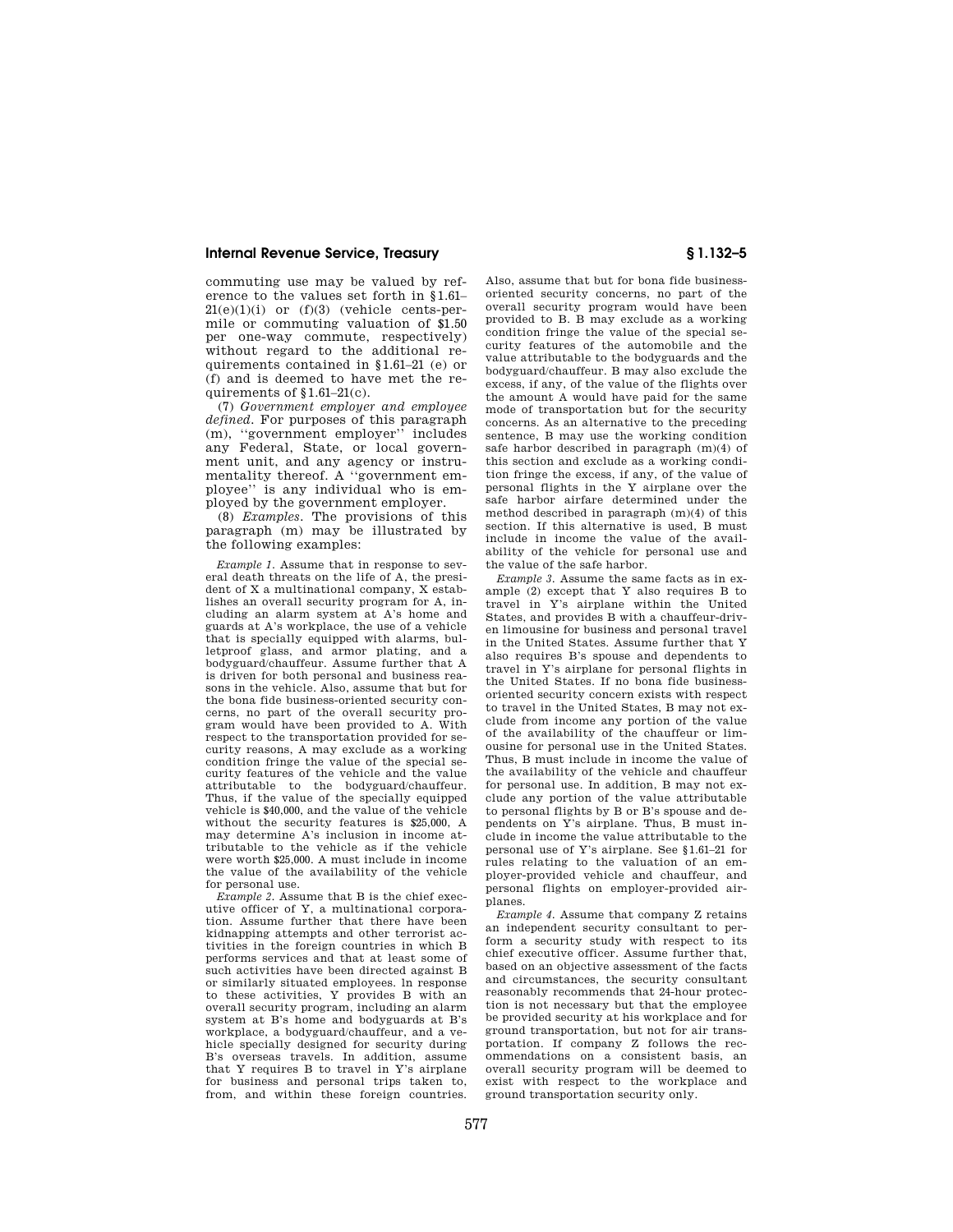commuting use may be valued by reference to the values set forth in §1.61–21(e)(1)(i) or (f)(3) (vehicle cents-per-mile or commuting valuation of $1.50 per one-way commute, respectively) without regard to the additional requirements contained in §1.61–21 (e) or (f) and is deemed to have met the requirements of §1.61–21(c).

(7) *Government employer and employee defined.* For purposes of this paragraph (m), "government employer" includes any Federal, State, or local government unit, and any agency or instrumentality thereof. A "government employee" is any individual who is employed by the government employer.

(8) *Examples.* The provisions of this paragraph (m) may be illustrated by the following examples:

*Example 1.* Assume that in response to several death threats on the life of A, the president of X a multinational company, X establishes an overall security program for A, including an alarm system at A's home and guards at A's workplace, the use of a vehicle that is specially equipped with alarms, bulletproof glass, and armor plating, and a bodyguard/chauffeur. Assume further that A is driven for both personal and business reasons in the vehicle. Also, assume that but for the bona fide business-oriented security concerns, no part of the overall security program would have been provided to A. With respect to the transportation provided for security reasons, A may exclude as a working condition fringe the value of the special security features of the vehicle and the value attributable to the bodyguard/chauffeur. Thus, if the value of the specially equipped vehicle is $40,000, and the value of the vehicle without the security features is $25,000, A may determine A's inclusion in income attributable to the vehicle as if the vehicle were worth $25,000. A must include in income the value of the availability of the vehicle for personal use.

*Example 2.* Assume that B is the chief executive officer of Y, a multinational corporation. Assume further that there have been kidnapping attempts and other terrorist activities in the foreign countries in which B performs services and that at least some of such activities have been directed against B or similarly situated employees. In response to these activities, Y provides B with an overall security program, including an alarm system at B's home and bodyguards at B's workplace, a bodyguard/chauffeur, and a vehicle specially designed for security during B's overseas travels. In addition, assume that Y requires B to travel in Y's airplane for business and personal trips taken to, from, and within these foreign countries. Also, assume that but for bona fide business-oriented security concerns, no part of the overall security program would have been provided to B. B may exclude as a working condition fringe the value of the special security features of the automobile and the value attributable to the bodyguards and the bodyguard/chauffeur. B may also exclude the excess, if any, of the value of the flights over the amount A would have paid for the same mode of transportation but for the security concerns. As an alternative to the preceding sentence, B may use the working condition safe harbor described in paragraph (m)(4) of this section and exclude as a working condition fringe the excess, if any, of the value of personal flights in the Y airplane over the safe harbor airfare determined under the method described in paragraph (m)(4) of this section. If this alternative is used, B must include in income the value of the availability of the vehicle for personal use and the value of the safe harbor.

*Example 3.* Assume the same facts as in example (2) except that Y also requires B to travel in Y's airplane within the United States, and provides B with a chauffeur-driven limousine for business and personal travel in the United States. Assume further that Y also requires B's spouse and dependents to travel in Y's airplane for personal flights in the United States. If no bona fide business-oriented security concern exists with respect to travel in the United States, B may not exclude from income any portion of the value of the availability of the chauffeur or limousine for personal use in the United States. Thus, B must include in income the value of the availability of the vehicle and chauffeur for personal use. In addition, B may not exclude any portion of the value attributable to personal flights by B or B's spouse and dependents on Y's airplane. Thus, B must include in income the value attributable to the personal use of Y's airplane. See §1.61–21 for rules relating to the valuation of an employer-provided vehicle and chauffeur, and personal flights on employer-provided airplanes.

*Example 4.* Assume that company Z retains an independent security consultant to perform a security study with respect to its chief executive officer. Assume further that, based on an objective assessment of the facts and circumstances, the security consultant reasonably recommends that 24-hour protection is not necessary but that the employee be provided security at his workplace and for ground transportation, but not for air transportation. If company Z follows the recommendations on a consistent basis, an overall security program will be deemed to exist with respect to the workplace and ground transportation security only.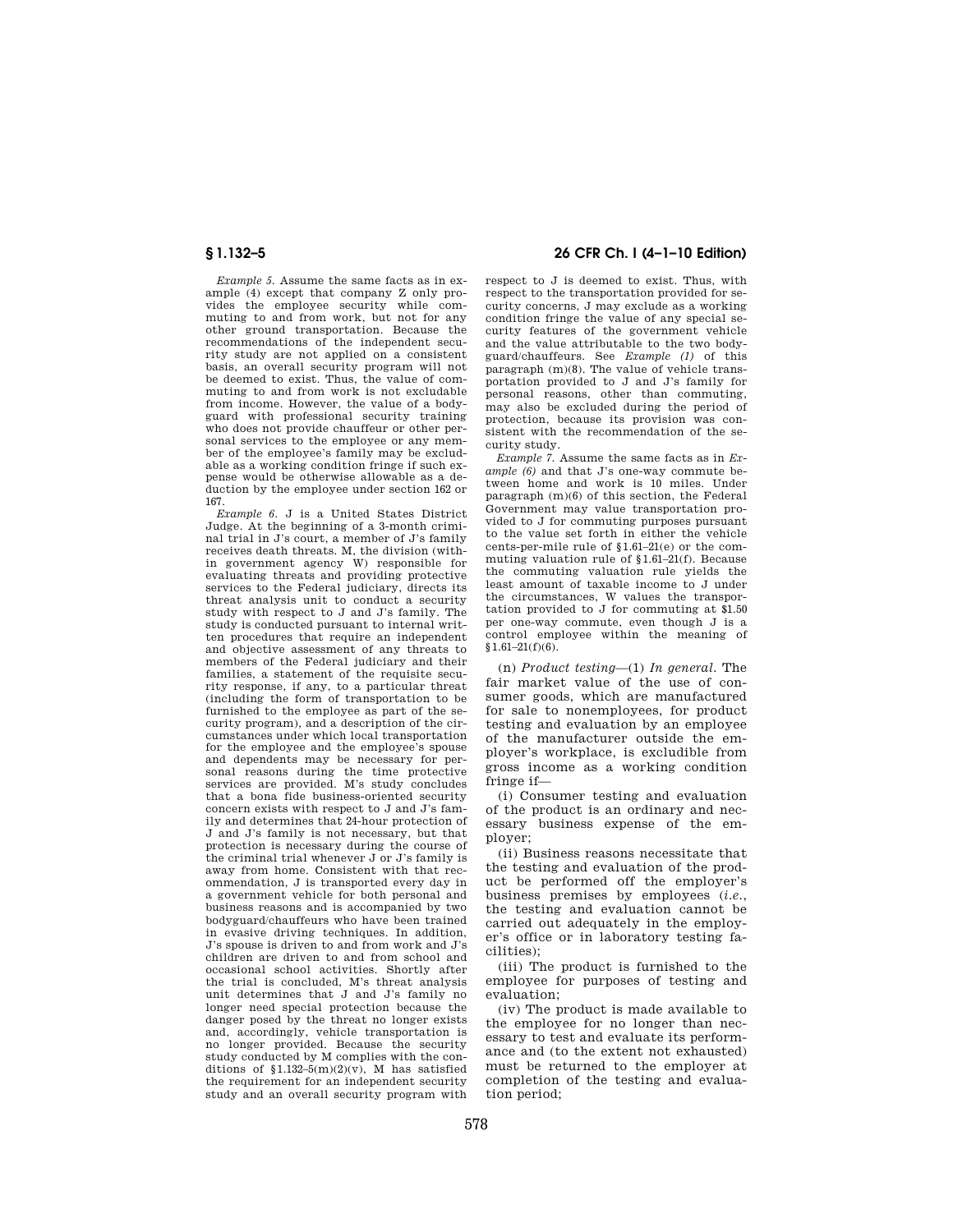*Example 5.* Assume the same facts as in example (4) except that company Z only provides the employee security while commuting to and from work, but not for any other ground transportation. Because the recommendations of the independent security study are not applied on a consistent basis, an overall security program will not be deemed to exist. Thus, the value of commuting to and from work is not excludable from income. However, the value of a bodyguard with professional security training who does not provide chauffeur or other personal services to the employee or any member of the employee's family may be excludable as a working condition fringe if such expense would be otherwise allowable as a deduction by the employee under section 162 or 167.

*Example 6.* J is a United States District Judge. At the beginning of a 3-month criminal trial in J's court, a member of J's family receives death threats. M, the division (within government agency W) responsible for evaluating threats and providing protective services to the Federal judiciary, directs its threat analysis unit to conduct a security study with respect to J and J's family. The study is conducted pursuant to internal written procedures that require an independent and objective assessment of any threats to members of the Federal judiciary and their families, a statement of the requisite security response, if any, to a particular threat (including the form of transportation to be furnished to the employee as part of the security program), and a description of the circumstances under which local transportation for the employee and the employee's spouse and dependents may be necessary for personal reasons during the time protective services are provided. M's study concludes that a bona fide business-oriented security concern exists with respect to J and J's family and determines that 24-hour protection of J and J's family is not necessary, but that protection is necessary during the course of the criminal trial whenever J or J's family is away from home. Consistent with that recommendation, J is transported every day in a government vehicle for both personal and business reasons and is accompanied by two bodyguard/chauffeurs who have been trained in evasive driving techniques. In addition, J's spouse is driven to and from work and J's children are driven to and from school and occasional school activities. Shortly after the trial is concluded, M's threat analysis unit determines that J and J's family no longer need special protection because the danger posed by the threat no longer exists and, accordingly, vehicle transportation is no longer provided. Because the security study conducted by M complies with the conditions of §1.132–5(m)(2)(v), M has satisfied the requirement for an independent security study and an overall security program with respect to J is deemed to exist. Thus, with respect to the transportation provided for security concerns, J may exclude as a working condition fringe the value of any special security features of the government vehicle and the value attributable to the two bodyguard/chauffeurs. See *Example (1)* of this paragraph (m)(8). The value of vehicle transportation provided to J and J's family for personal reasons, other than commuting, may also be excluded during the period of protection, because its provision was consistent with the recommendation of the security study.

*Example 7.* Assume the same facts as in *Example (6)* and that J's one-way commute between home and work is 10 miles. Under paragraph (m)(6) of this section, the Federal Government may value transportation provided to J for commuting purposes pursuant to the value set forth in either the vehicle cents-per-mile rule of §1.61–21(e) or the commuting valuation rule of §1.61–21(f). Because the commuting valuation rule yields the least amount of taxable income to J under the circumstances, W values the transportation provided to J for commuting at $1.50 per one-way commute, even though J is a control employee within the meaning of §1.61–21(f)(6).

(n) *Product testing*—(1) *In general.* The fair market value of the use of consumer goods, which are manufactured for sale to nonemployees, for product testing and evaluation by an employee of the manufacturer outside the employer's workplace, is excludible from gross income as a working condition fringe if—

(i) Consumer testing and evaluation of the product is an ordinary and necessary business expense of the employer;

(ii) Business reasons necessitate that the testing and evaluation of the product be performed off the employer's business premises by employees (*i.e.*, the testing and evaluation cannot be carried out adequately in the employer's office or in laboratory testing facilities);

(iii) The product is furnished to the employee for purposes of testing and evaluation;

(iv) The product is made available to the employee for no longer than necessary to test and evaluate its performance and (to the extent not exhausted) must be returned to the employer at completion of the testing and evaluation period;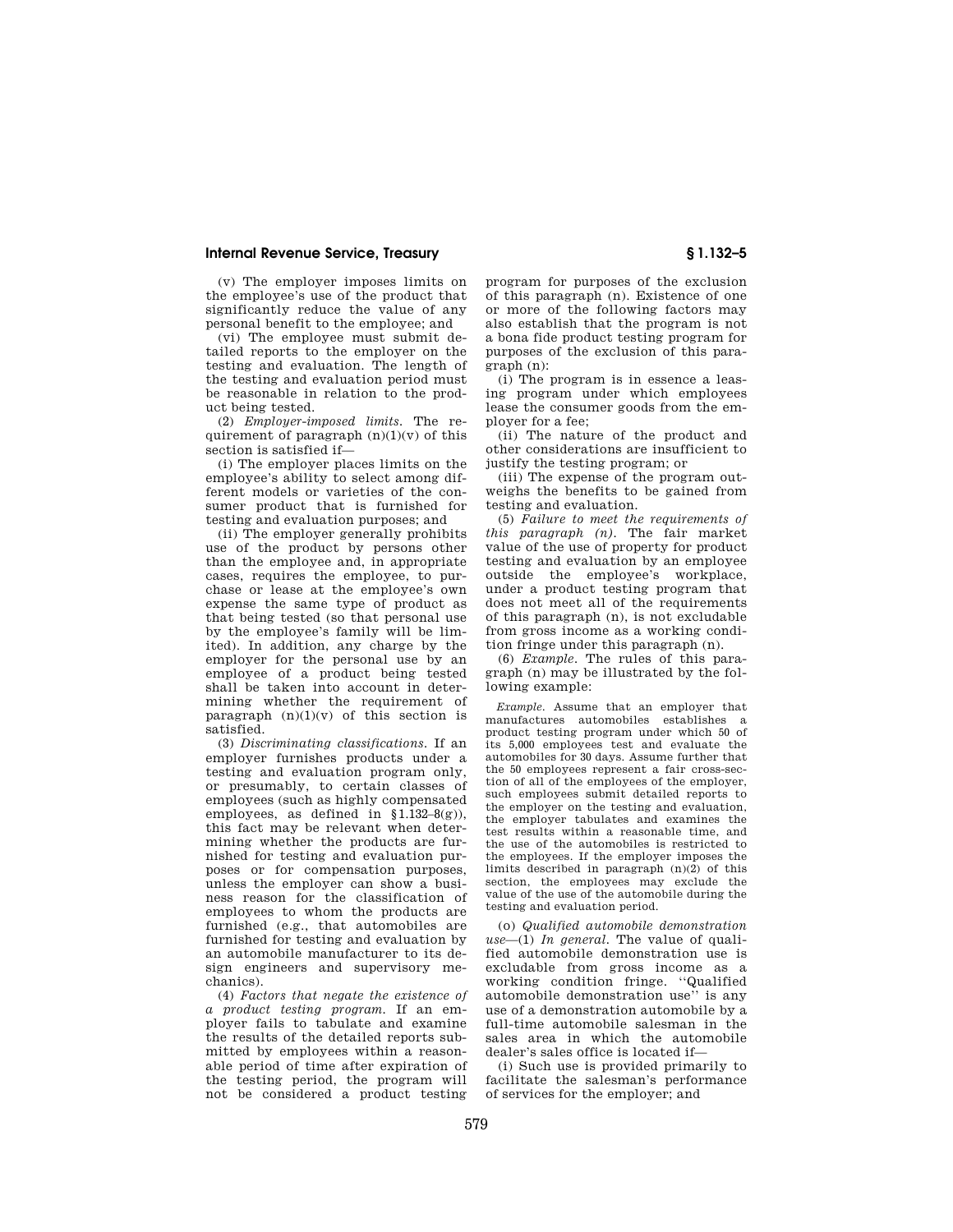(v) The employer imposes limits on the employee's use of the product that significantly reduce the value of any personal benefit to the employee; and

(vi) The employee must submit detailed reports to the employer on the testing and evaluation. The length of the testing and evaluation period must be reasonable in relation to the product being tested.

(2) *Employer-imposed limits.* The requirement of paragraph (n)(1)(v) of this section is satisfied if—

(i) The employer places limits on the employee's ability to select among different models or varieties of the consumer product that is furnished for testing and evaluation purposes; and

(ii) The employer generally prohibits use of the product by persons other than the employee and, in appropriate cases, requires the employee, to purchase or lease at the employee's own expense the same type of product as that being tested (so that personal use by the employee's family will be limited). In addition, any charge by the employer for the personal use by an employee of a product being tested shall be taken into account in determining whether the requirement of paragraph (n)(1)(v) of this section is satisfied.

(3) *Discriminating classifications.* If an employer furnishes products under a testing and evaluation program only, or presumably, to certain classes of employees (such as highly compensated employees, as defined in §1.132–8(g)), this fact may be relevant when determining whether the products are furnished for testing and evaluation purposes or for compensation purposes, unless the employer can show a business reason for the classification of employees to whom the products are furnished (e.g., that automobiles are furnished for testing and evaluation by an automobile manufacturer to its design engineers and supervisory mechanics).

(4) *Factors that negate the existence of a product testing program.* If an employer fails to tabulate and examine the results of the detailed reports submitted by employees within a reasonable period of time after expiration of the testing period, the program will not be considered a product testing program for purposes of the exclusion of this paragraph (n). Existence of one or more of the following factors may also establish that the program is not a bona fide product testing program for purposes of the exclusion of this paragraph (n):

(i) The program is in essence a leasing program under which employees lease the consumer goods from the employer for a fee;

(ii) The nature of the product and other considerations are insufficient to justify the testing program; or

(iii) The expense of the program outweighs the benefits to be gained from testing and evaluation.

(5) *Failure to meet the requirements of this paragraph (n).* The fair market value of the use of property for product testing and evaluation by an employee outside the employee's workplace, under a product testing program that does not meet all of the requirements of this paragraph (n), is not excludable from gross income as a working condition fringe under this paragraph (n).

(6) *Example.* The rules of this paragraph (n) may be illustrated by the following example:

*Example.* Assume that an employer that manufactures automobiles establishes a product testing program under which 50 of its 5,000 employees test and evaluate the automobiles for 30 days. Assume further that the 50 employees represent a fair cross-section of all of the employees of the employer, such employees submit detailed reports to the employer on the testing and evaluation, the employer tabulates and examines the test results within a reasonable time, and the use of the automobiles is restricted to the employees. If the employer imposes the limits described in paragraph (n)(2) of this section, the employees may exclude the value of the use of the automobile during the testing and evaluation period.

(o) *Qualified automobile demonstration use*—(1) *In general.* The value of qualified automobile demonstration use is excludable from gross income as a working condition fringe. "Qualified automobile demonstration use" is any use of a demonstration automobile by a full-time automobile salesman in the sales area in which the automobile dealer's sales office is located if—

(i) Such use is provided primarily to facilitate the salesman's performance of services for the employer; and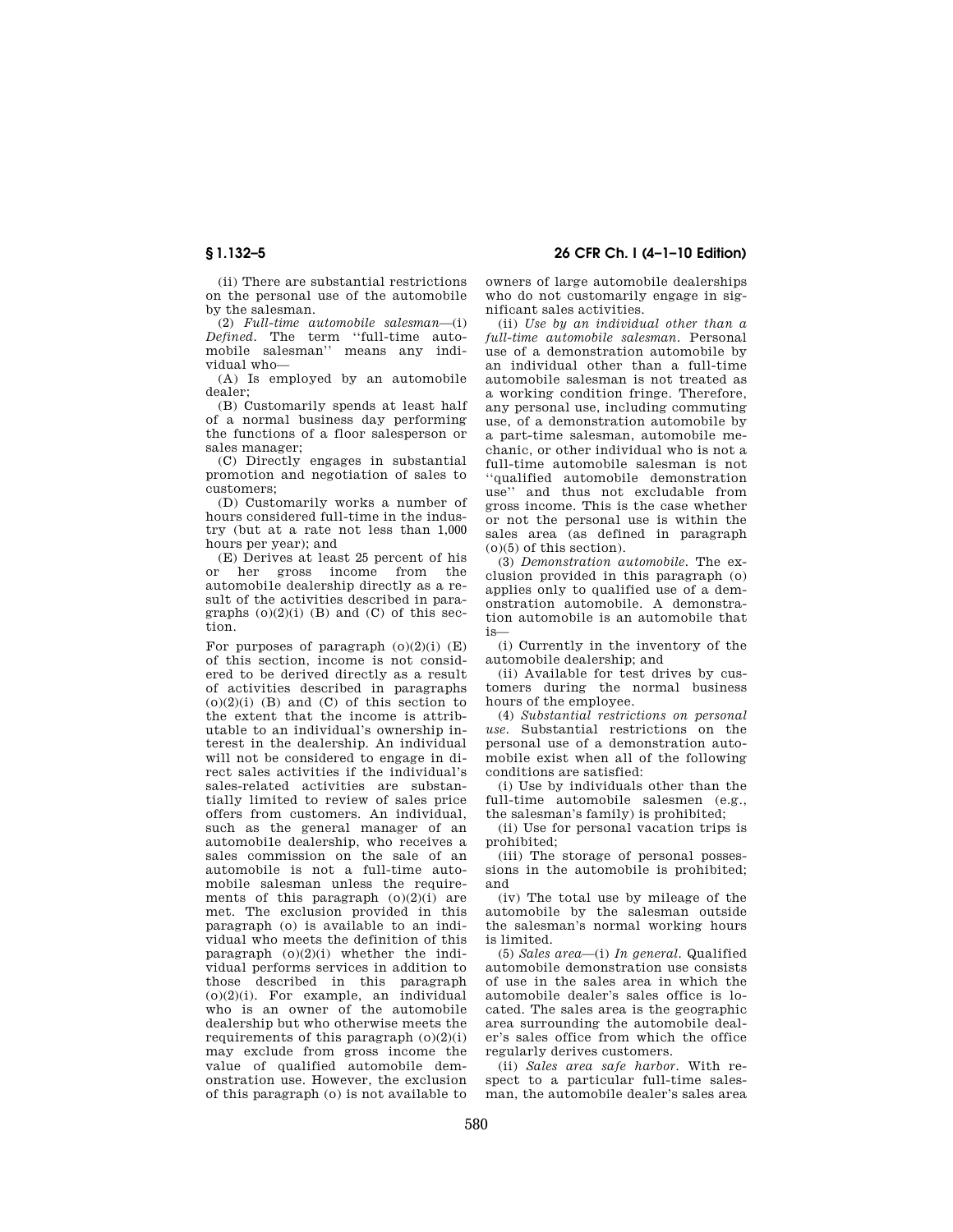(ii) There are substantial restrictions on the personal use of the automobile by the salesman.

(2) *Full-time automobile salesman*—(i) *Defined.* The term ''full-time automobile salesman'' means any individual who—

(A) Is employed by an automobile dealer;

(B) Customarily spends at least half of a normal business day performing the functions of a floor salesperson or sales manager;

(C) Directly engages in substantial promotion and negotiation of sales to customers;

(D) Customarily works a number of hours considered full-time in the industry (but at a rate not less than 1,000 hours per year); and

(E) Derives at least 25 percent of his or her gross income from the automobile dealership directly as a result of the activities described in paragraphs (o)(2)(i) (B) and (C) of this section.

For purposes of paragraph (o)(2)(i) (E) of this section, income is not considered to be derived directly as a result of activities described in paragraphs (o)(2)(i) (B) and (C) of this section to the extent that the income is attributable to an individual's ownership interest in the dealership. An individual will not be considered to engage in direct sales activities if the individual's sales-related activities are substantially limited to review of sales price offers from customers. An individual, such as the general manager of an automobile dealership, who receives a sales commission on the sale of an automobile is not a full-time automobile salesman unless the requirements of this paragraph (o)(2)(i) are met. The exclusion provided in this paragraph (o) is available to an individual who meets the definition of this paragraph (o)(2)(i) whether the individual performs services in addition to those described in this paragraph (o)(2)(i). For example, an individual who is an owner of the automobile dealership but who otherwise meets the requirements of this paragraph (o)(2)(i) may exclude from gross income the value of qualified automobile demonstration use. However, the exclusion of this paragraph (o) is not available to owners of large automobile dealerships who do not customarily engage in significant sales activities.

(ii) *Use by an individual other than a full-time automobile salesman.* Personal use of a demonstration automobile by an individual other than a full-time automobile salesman is not treated as a working condition fringe. Therefore, any personal use, including commuting use, of a demonstration automobile by a part-time salesman, automobile mechanic, or other individual who is not a full-time automobile salesman is not ''qualified automobile demonstration use'' and thus not excludable from gross income. This is the case whether or not the personal use is within the sales area (as defined in paragraph (o)(5) of this section).

(3) *Demonstration automobile.* The exclusion provided in this paragraph (o) applies only to qualified use of a demonstration automobile. A demonstration automobile is an automobile that is—

(i) Currently in the inventory of the automobile dealership; and

(ii) Available for test drives by customers during the normal business hours of the employee.

(4) *Substantial restrictions on personal use.* Substantial restrictions on the personal use of a demonstration automobile exist when all of the following conditions are satisfied:

(i) Use by individuals other than the full-time automobile salesmen (e.g., the salesman's family) is prohibited;

(ii) Use for personal vacation trips is prohibited;

(iii) The storage of personal possessions in the automobile is prohibited; and

(iv) The total use by mileage of the automobile by the salesman outside the salesman's normal working hours is limited.

(5) *Sales area*—(i) *In general.* Qualified automobile demonstration use consists of use in the sales area in which the automobile dealer's sales office is located. The sales area is the geographic area surrounding the automobile dealer's sales office from which the office regularly derives customers.

(ii) *Sales area safe harbor.* With respect to a particular full-time salesman, the automobile dealer's sales area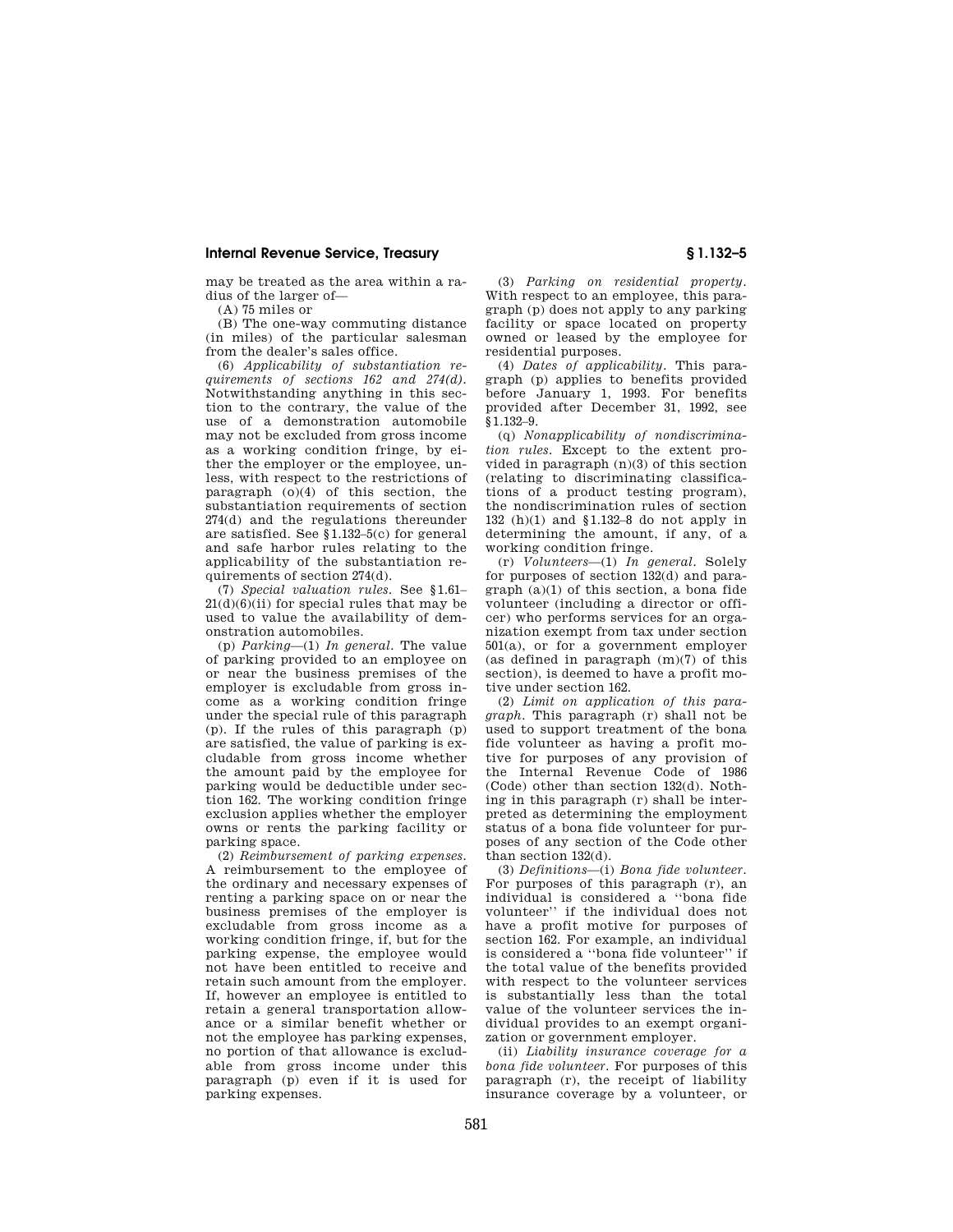may be treated as the area within a radius of the larger of—

(A) 75 miles or

(B) The one-way commuting distance (in miles) of the particular salesman from the dealer's sales office.

(6) *Applicability of substantiation requirements of sections 162 and 274(d).* Notwithstanding anything in this section to the contrary, the value of the use of a demonstration automobile may not be excluded from gross income as a working condition fringe, by either the employer or the employee, unless, with respect to the restrictions of paragraph (o)(4) of this section, the substantiation requirements of section 274(d) and the regulations thereunder are satisfied. See §1.132–5(c) for general and safe harbor rules relating to the applicability of the substantiation requirements of section 274(d).

(7) *Special valuation rules.* See §1.61–21(d)(6)(ii) for special rules that may be used to value the availability of demonstration automobiles.

(p) *Parking*—(1) *In general.* The value of parking provided to an employee on or near the business premises of the employer is excludable from gross income as a working condition fringe under the special rule of this paragraph (p). If the rules of this paragraph (p) are satisfied, the value of parking is excludable from gross income whether the amount paid by the employee for parking would be deductible under section 162. The working condition fringe exclusion applies whether the employer owns or rents the parking facility or parking space.

(2) *Reimbursement of parking expenses.* A reimbursement to the employee of the ordinary and necessary expenses of renting a parking space on or near the business premises of the employer is excludable from gross income as a working condition fringe, if, but for the parking expense, the employee would not have been entitled to receive and retain such amount from the employer. If, however an employee is entitled to retain a general transportation allowance or a similar benefit whether or not the employee has parking expenses, no portion of that allowance is excludable from gross income under this paragraph (p) even if it is used for parking expenses.

(3) *Parking on residential property.* With respect to an employee, this paragraph (p) does not apply to any parking facility or space located on property owned or leased by the employee for residential purposes.

(4) *Dates of applicability.* This paragraph (p) applies to benefits provided before January 1, 1993. For benefits provided after December 31, 1992, see §1.132–9.

(q) *Nonapplicability of nondiscrimination rules.* Except to the extent provided in paragraph (n)(3) of this section (relating to discriminating classifications of a product testing program), the nondiscrimination rules of section 132 (h)(1) and §1.132–8 do not apply in determining the amount, if any, of a working condition fringe.

(r) *Volunteers*—(1) *In general.* Solely for purposes of section 132(d) and paragraph (a)(1) of this section, a bona fide volunteer (including a director or officer) who performs services for an organization exempt from tax under section 501(a), or for a government employer (as defined in paragraph (m)(7) of this section), is deemed to have a profit motive under section 162.

(2) *Limit on application of this paragraph.* This paragraph (r) shall not be used to support treatment of the bona fide volunteer as having a profit motive for purposes of any provision of the Internal Revenue Code of 1986 (Code) other than section 132(d). Nothing in this paragraph (r) shall be interpreted as determining the employment status of a bona fide volunteer for purposes of any section of the Code other than section 132(d).

(3) *Definitions*—(i) *Bona fide volunteer.* For purposes of this paragraph (r), an individual is considered a "bona fide volunteer" if the individual does not have a profit motive for purposes of section 162. For example, an individual is considered a "bona fide volunteer" if the total value of the benefits provided with respect to the volunteer services is substantially less than the total value of the volunteer services the individual provides to an exempt organization or government employer.

(ii) *Liability insurance coverage for a bona fide volunteer.* For purposes of this paragraph (r), the receipt of liability insurance coverage by a volunteer, or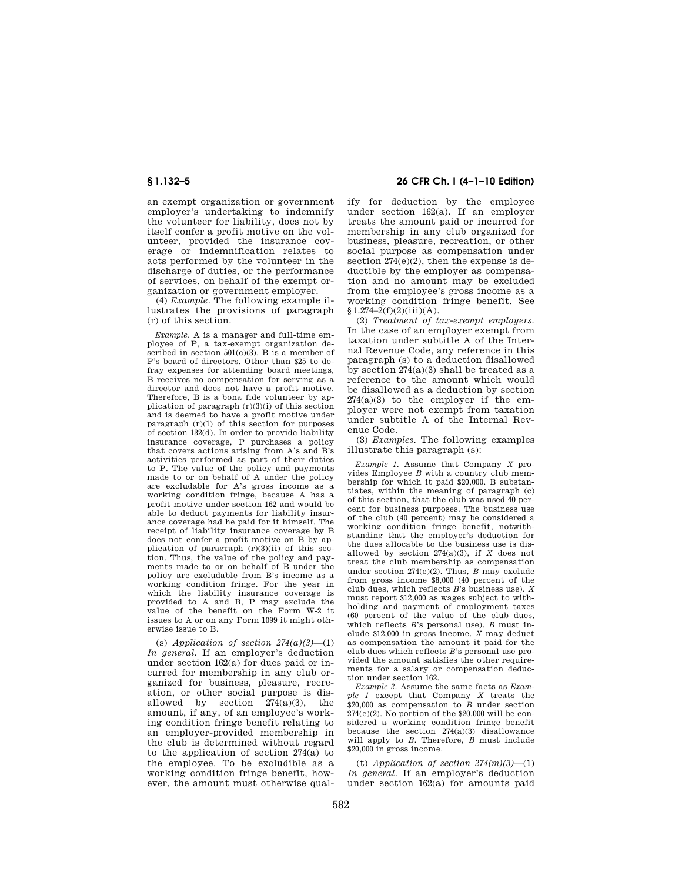an exempt organization or government employer's undertaking to indemnify the volunteer for liability, does not by itself confer a profit motive on the volunteer, provided the insurance coverage or indemnification relates to acts performed by the volunteer in the discharge of duties, or the performance of services, on behalf of the exempt organization or government employer.

(4) *Example.* The following example illustrates the provisions of paragraph (r) of this section.

*Example.* A is a manager and full-time employee of P, a tax-exempt organization described in section 501(c)(3). B is a member of P's board of directors. Other than $25 to defray expenses for attending board meetings, B receives no compensation for serving as a director and does not have a profit motive. Therefore, B is a bona fide volunteer by application of paragraph (r)(3)(i) of this section and is deemed to have a profit motive under paragraph (r)(1) of this section for purposes of section 132(d). In order to provide liability insurance coverage, P purchases a policy that covers actions arising from A's and B's activities performed as part of their duties to P. The value of the policy and payments made to or on behalf of A under the policy are excludable for A's gross income as a working condition fringe, because A has a profit motive under section 162 and would be able to deduct payments for liability insurance coverage had he paid for it himself. The receipt of liability insurance coverage by B does not confer a profit motive on B by application of paragraph (r)(3)(ii) of this section. Thus, the value of the policy and payments made to or on behalf of B under the policy are excludable from B's income as a working condition fringe. For the year in which the liability insurance coverage is provided to A and B, P may exclude the value of the benefit on the Form W-2 it issues to A or on any Form 1099 it might otherwise issue to B.

(s) *Application of section 274(a)(3)*—(1) *In general.* If an employer's deduction under section 162(a) for dues paid or incurred for membership in any club organized for business, pleasure, recreation, or other social purpose is disallowed by section 274(a)(3), the amount, if any, of an employee's working condition fringe benefit relating to an employer-provided membership in the club is determined without regard to the application of section 274(a) to the employee. To be excludible as a working condition fringe benefit, however, the amount must otherwise qualify for deduction by the employee under section 162(a). If an employer treats the amount paid or incurred for membership in any club organized for business, pleasure, recreation, or other social purpose as compensation under section 274(e)(2), then the expense is deductible by the employer as compensation and no amount may be excluded from the employee's gross income as a working condition fringe benefit. See §1.274–2(f)(2)(iii)(A).

(2) *Treatment of tax-exempt employers.* In the case of an employer exempt from taxation under subtitle A of the Internal Revenue Code, any reference in this paragraph (s) to a deduction disallowed by section 274(a)(3) shall be treated as a reference to the amount which would be disallowed as a deduction by section 274(a)(3) to the employer if the employer were not exempt from taxation under subtitle A of the Internal Revenue Code.

(3) *Examples.* The following examples illustrate this paragraph (s):

*Example 1.* Assume that Company *X* provides Employee *B* with a country club membership for which it paid $20,000. B substantiates, within the meaning of paragraph (c) of this section, that the club was used 40 percent for business purposes. The business use of the club (40 percent) may be considered a working condition fringe benefit, notwithstanding that the employer's deduction for the dues allocable to the business use is disallowed by section 274(a)(3), if *X* does not treat the club membership as compensation under section 274(e)(2). Thus, *B* may exclude from gross income $8,000 (40 percent of the club dues, which reflects *B*'s business use). *X* must report $12,000 as wages subject to withholding and payment of employment taxes (60 percent of the value of the club dues, which reflects *B*'s personal use). *B* must include $12,000 in gross income. *X* may deduct as compensation the amount it paid for the club dues which reflects *B*'s personal use provided the amount satisfies the other requirements for a salary or compensation deduction under section 162.

*Example 2.* Assume the same facts as *Example 1* except that Company *X* treats the $20,000 as compensation to *B* under section 274(e)(2). No portion of the $20,000 will be considered a working condition fringe benefit because the section 274(a)(3) disallowance will apply to *B*. Therefore, *B* must include $20,000 in gross income.

(t) *Application of section 274(m)(3)*—(1) *In general.* If an employer's deduction under section 162(a) for amounts paid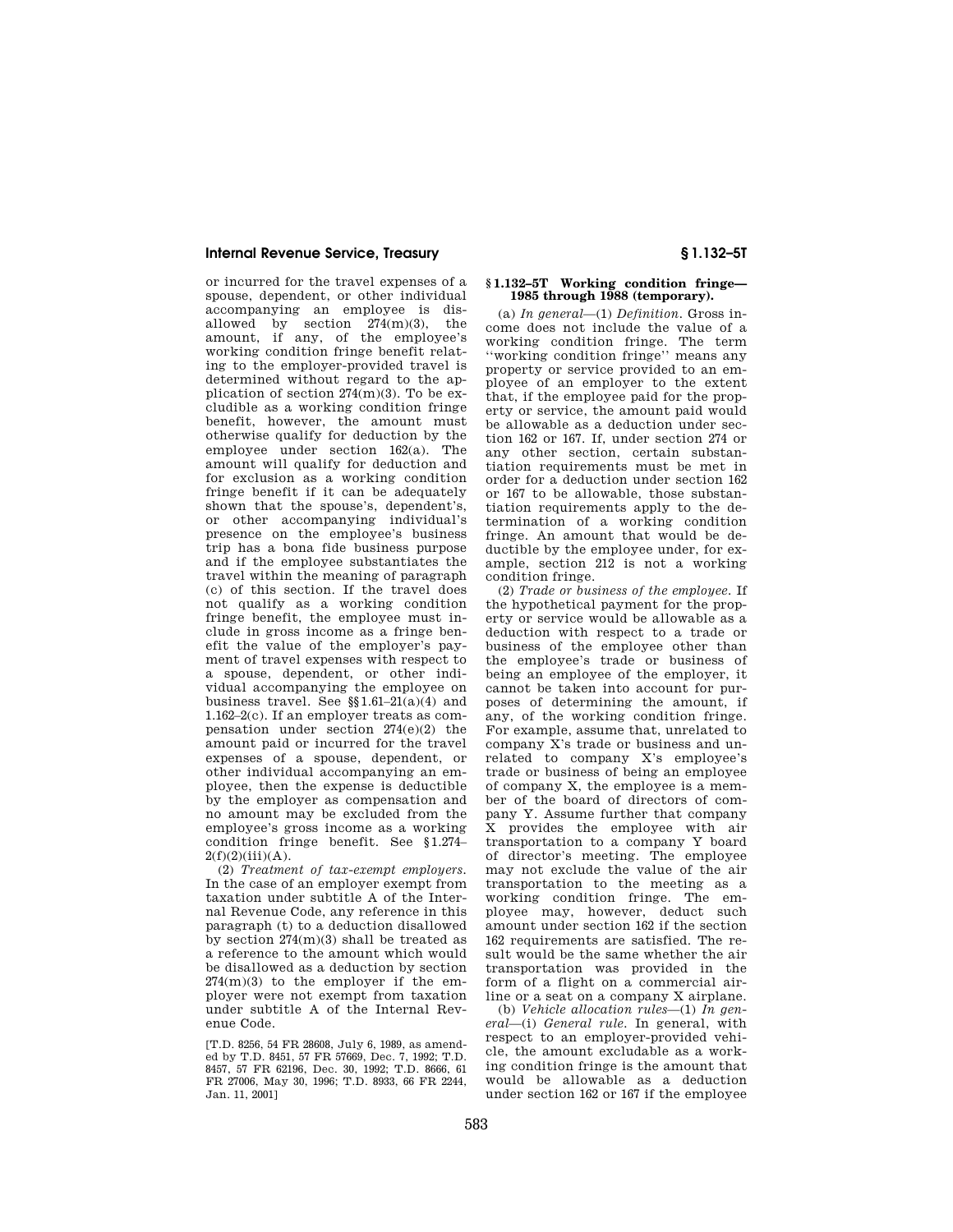or incurred for the travel expenses of a spouse, dependent, or other individual accompanying an employee is disallowed by section 274(m)(3), the amount, if any, of the employee's working condition fringe benefit relating to the employer-provided travel is determined without regard to the application of section 274(m)(3). To be excludible as a working condition fringe benefit, however, the amount must otherwise qualify for deduction by the employee under section 162(a). The amount will qualify for deduction and for exclusion as a working condition fringe benefit if it can be adequately shown that the spouse's, dependent's, or other accompanying individual's presence on the employee's business trip has a bona fide business purpose and if the employee substantiates the travel within the meaning of paragraph (c) of this section. If the travel does not qualify as a working condition fringe benefit, the employee must include in gross income as a fringe benefit the value of the employer's payment of travel expenses with respect to a spouse, dependent, or other individual accompanying the employee on business travel. See §§1.61–21(a)(4) and 1.162–2(c). If an employer treats as compensation under section 274(e)(2) the amount paid or incurred for the travel expenses of a spouse, dependent, or other individual accompanying an employee, then the expense is deductible by the employer as compensation and no amount may be excluded from the employee's gross income as a working condition fringe benefit. See §1.274–2(f)(2)(iii)(A).

(2) *Treatment of tax-exempt employers.* In the case of an employer exempt from taxation under subtitle A of the Internal Revenue Code, any reference in this paragraph (t) to a deduction disallowed by section 274(m)(3) shall be treated as a reference to the amount which would be disallowed as a deduction by section 274(m)(3) to the employer if the employer were not exempt from taxation under subtitle A of the Internal Revenue Code.

[T.D. 8256, 54 FR 28608, July 6, 1989, as amended by T.D. 8451, 57 FR 57669, Dec. 7, 1992; T.D. 8457, 57 FR 62196, Dec. 30, 1992; T.D. 8666, 61 FR 27006, May 30, 1996; T.D. 8933, 66 FR 2244, Jan. 11, 2001]

## §1.132–5T Working condition fringe—1985 through 1988 (temporary).

(a) *In general*—(1) *Definition.* Gross income does not include the value of a working condition fringe. The term ''working condition fringe'' means any property or service provided to an employee of an employer to the extent that, if the employee paid for the property or service, the amount paid would be allowable as a deduction under section 162 or 167. If, under section 274 or any other section, certain substantiation requirements must be met in order for a deduction under section 162 or 167 to be allowable, those substantiation requirements apply to the determination of a working condition fringe. An amount that would be deductible by the employee under, for example, section 212 is not a working condition fringe.

(2) *Trade or business of the employee.* If the hypothetical payment for the property or service would be allowable as a deduction with respect to a trade or business of the employee other than the employee's trade or business of being an employee of the employer, it cannot be taken into account for purposes of determining the amount, if any, of the working condition fringe. For example, assume that, unrelated to company X's trade or business and unrelated to company X's employee's trade or business of being an employee of company X, the employee is a member of the board of directors of company Y. Assume further that company X provides the employee with air transportation to a company Y board of director's meeting. The employee may not exclude the value of the air transportation to the meeting as a working condition fringe. The employee may, however, deduct such amount under section 162 if the section 162 requirements are satisfied. The result would be the same whether the air transportation was provided in the form of a flight on a commercial airline or a seat on a company X airplane.

(b) *Vehicle allocation rules*—(1) *In general*—(i) *General rule.* In general, with respect to an employer-provided vehicle, the amount excludable as a working condition fringe is the amount that would be allowable as a deduction under section 162 or 167 if the employee